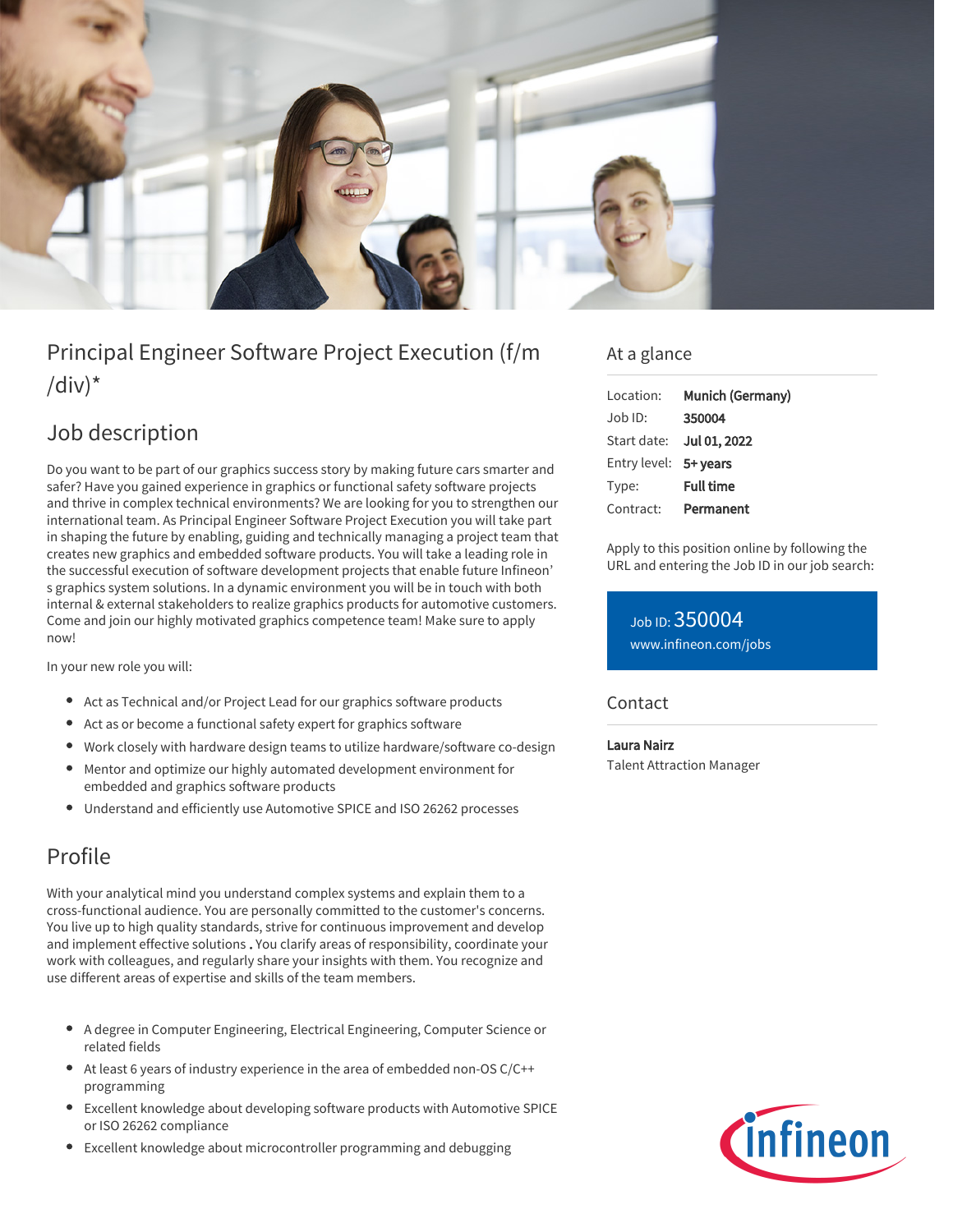# Principal Engineer Software Project Execution (f/m/div)*

## Job description

Do you want to be part of our graphics success story by making future cars smarter and safer? Have you gained experience in graphics or functional safety software projects and thrive in complex technical environments? We are looking for you to strengthen our international team. As Principal Engineer Software Project Execution you will take part in shaping the future by enabling, guiding and technically managing a project team that creates new graphics and embedded software products. You will take a leading role in the successful execution of software development projects that enable future Infineon's graphics system solutions. In a dynamic environment you will be in touch with both internal & external stakeholders to realize graphics products for automotive customers. Come and join our highly motivated graphics competence team! Make sure to apply now!

In your new role you will:

- Act as Technical and/or Project Lead for our graphics software products
- Act as or become a functional safety expert for graphics software
- Work closely with hardware design teams to utilize hardware/software co-design
- Mentor and optimize our highly automated development environment for embedded and graphics software products
- Understand and efficiently use Automotive SPICE and ISO 26262 processes

## Profile

With your analytical mind you understand complex systems and explain them to a cross-functional audience. You are personally committed to the customer's concerns. You live up to high quality standards, strive for continuous improvement and develop and implement effective solutions. You clarify areas of responsibility, coordinate your work with colleagues, and regularly share your insights with them. You recognize and use different areas of expertise and skills of the team members.

- A degree in Computer Engineering, Electrical Engineering, Computer Science or related fields
- At least 6 years of industry experience in the area of embedded non-OS C/C++ programming
- Excellent knowledge about developing software products with Automotive SPICE or ISO 26262 compliance
- Excellent knowledge about microcontroller programming and debugging

## At a glance

| | |
|---|---|
| Location: | **Munich (Germany)** |
| Job ID: | **350004** |
| Start date: | **Jul 01, 2022** |
| Entry level: | **5+ years** |
| Type: | **Full time** |
| Contract: | **Permanent** |

Apply to this position online by following the URL and entering the Job ID in our job search:

Job ID: 350004
www.infineon.com/jobs

## Contact

**Laura Nairz**
Talent Attraction Manager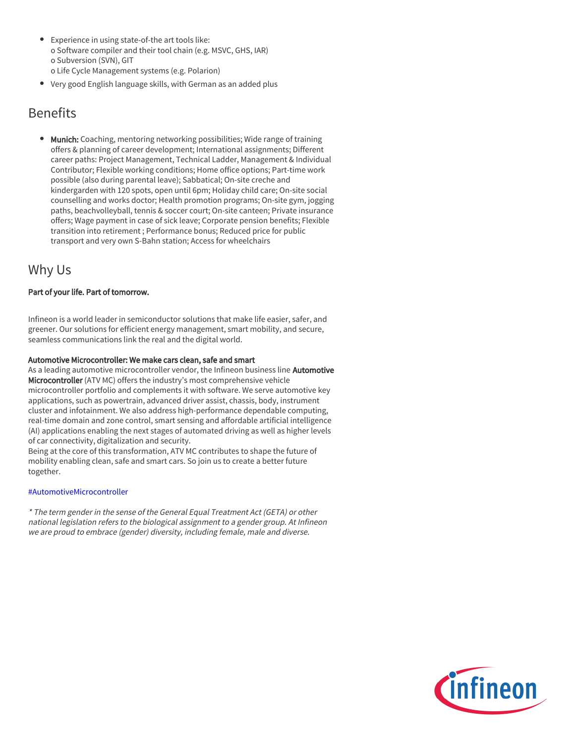- Experience in using state-of-the art tools like:
  o Software compiler and their tool chain (e.g. MSVC, GHS, IAR)
  o Subversion (SVN), GIT
  o Life Cycle Management systems (e.g. Polarion)
- Very good English language skills, with German as an added plus

## Benefits

- **Munich:** Coaching, mentoring networking possibilities; Wide range of training offers & planning of career development; International assignments; Different career paths: Project Management, Technical Ladder, Management & Individual Contributor; Flexible working conditions; Home office options; Part-time work possible (also during parental leave); Sabbatical; On-site creche and kindergarden with 120 spots, open until 6pm; Holiday child care; On-site social counselling and works doctor; Health promotion programs; On-site gym, jogging paths, beachvolleyball, tennis & soccer court; On-site canteen; Private insurance offers; Wage payment in case of sick leave; Corporate pension benefits; Flexible transition into retirement ; Performance bonus; Reduced price for public transport and very own S-Bahn station; Access for wheelchairs

## Why Us

**Part of your life. Part of tomorrow.**

Infineon is a world leader in semiconductor solutions that make life easier, safer, and greener. Our solutions for efficient energy management, smart mobility, and secure, seamless communications link the real and the digital world.

**Automotive Microcontroller: We make cars clean, safe and smart**
As a leading automotive microcontroller vendor, the Infineon business line **Automotive Microcontroller** (ATV MC) offers the industry's most comprehensive vehicle microcontroller portfolio and complements it with software. We serve automotive key applications, such as powertrain, advanced driver assist, chassis, body, instrument cluster and infotainment. We also address high-performance dependable computing, real-time domain and zone control, smart sensing and affordable artificial intelligence (AI) applications enabling the next stages of automated driving as well as higher levels of car connectivity, digitalization and security.
Being at the core of this transformation, ATV MC contributes to shape the future of mobility enabling clean, safe and smart cars. So join us to create a better future together.

#AutomotiveMicrocontroller

*\* The term gender in the sense of the General Equal Treatment Act (GETA) or other national legislation refers to the biological assignment to a gender group. At Infineon we are proud to embrace (gender) diversity, including female, male and diverse.*